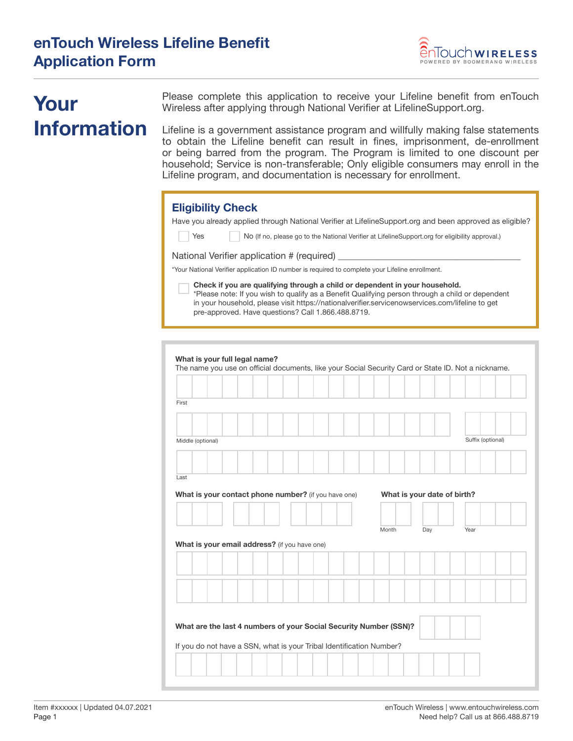# enTouch Wireless Lifeline Benefit Application Form

## Your Information

Please complete this application to receive your Lifeline benefit from enTouch Wireless after applying through National Verifier at LifelineSupport.org.

Lifeline is a government assistance program and willfully making false statements to obtain the Lifeline benefit can result in fines, imprisonment, de-enrollment or being barred from the program. The Program is limited to one discount per household; Service is non-transferable; Only eligible consumers may enroll in the Lifeline program, and documentation is necessary for enrollment.

### Eligibility Check

Have you already applied through National Verifier at LifelineSupport.org and been approved as eligible?

☐ Yes ☐ No (If no, please go to the National Verifier at LifelineSupport.org for eligibility approval.)

National Verifier application # (required) ______________________________

*Your National Verifier application ID number is required to complete your Lifeline enrollment.

☐ **Check if you are qualifying through a child or dependent in your household.**
*Please note: If you wish to qualify as a Benefit Qualifying person through a child or dependent in your household, please visit https://nationalverifier.servicenowservices.com/lifeline to get pre-approved. Have questions? Call 1.866.488.8719.

**What is your full legal name?**
The name you use on official documents, like your Social Security Card or State ID. Not a nickname.

First: ______________________________

Middle (optional): ______________________________ Suffix (optional): ________

Last: ______________________________

**What is your contact phone number?** (if you have one)

___ ___ ___ - ___ ___ ___ - ___ ___ ___ ___

**What is your date of birth?**

Month: ____ Day: ____ Year: ________

**What is your email address?** (if you have one)

______________________________

______________________________

**What are the last 4 numbers of your Social Security Number (SSN)?** ____

If you do not have a SSN, what is your Tribal Identification Number?

______________________________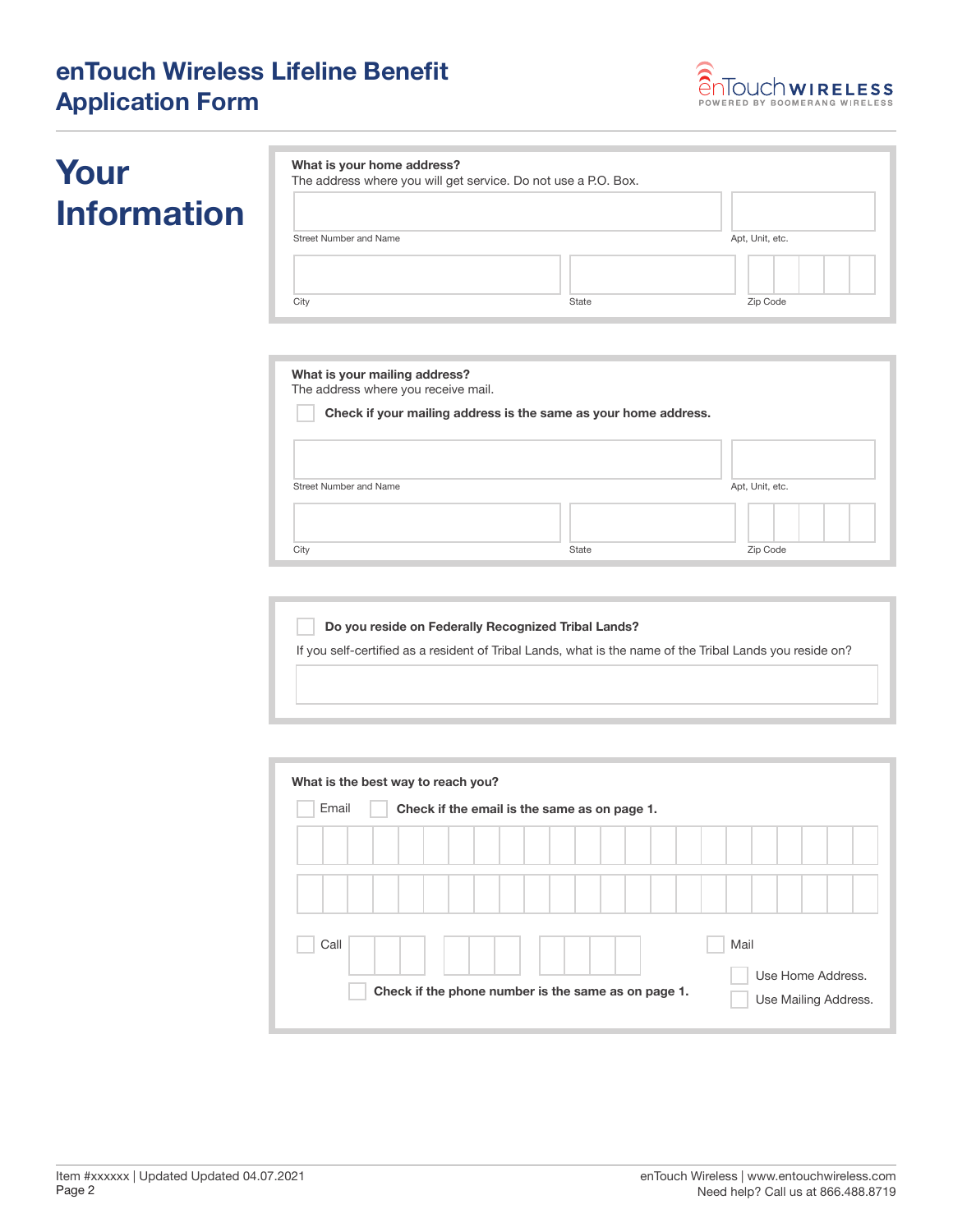# enTouch Wireless Lifeline Benefit Application Form

## Your Information

**What is your home address?**
The address where you will get service. Do not use a P.O. Box.

Street Number and Name

Apt, Unit, etc.

City

State

Zip Code

**What is your mailing address?**
The address where you receive mail.

☐ **Check if your mailing address is the same as your home address.**

Street Number and Name

Apt, Unit, etc.

City

State

Zip Code

☐ **Do you reside on Federally Recognized Tribal Lands?**

If you self-certified as a resident of Tribal Lands, what is the name of the Tribal Lands you reside on?

**What is the best way to reach you?**

☐ Email ☐ **Check if the email is the same as on page 1.**

☐ Call

☐ **Check if the phone number is the same as on page 1.**

☐ Mail

☐ Use Home Address.

☐ Use Mailing Address.

Item #xxxxxx | Updated Updated 04.07.2021

enTouch Wireless | www.entouchwireless.com
Need help? Call us at 866.488.8719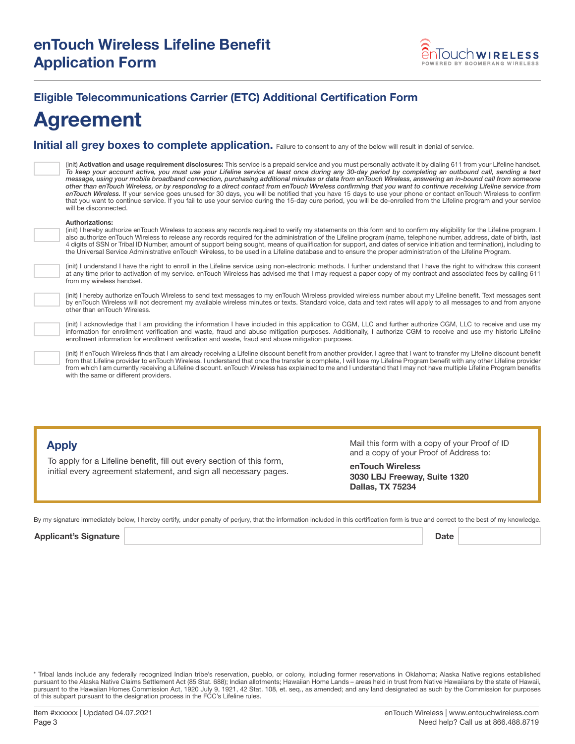# enTouch Wireless Lifeline Benefit Application Form

## Eligible Telecommunications Carrier (ETC) Additional Certification Form

# Agreement

**Initial all grey boxes to complete application.** Failure to consent to any of the below will result in denial of service.

☐ (init) **Activation and usage requirement disclosures:** This service is a prepaid service and you must personally activate it by dialing 611 from your Lifeline handset. ***To keep your account active, you must use your Lifeline service at least once during any 30-day period by completing an outbound call, sending a text message, using your mobile broadband connection, purchasing additional minutes or data from enTouch Wireless, answering an in-bound call from someone other than enTouch Wireless, or by responding to a direct contact from enTouch Wireless confirming that you want to continue receiving Lifeline service from enTouch Wireless.*** If your service goes unused for 30 days, you will be notified that you have 15 days to use your phone or contact enTouch Wireless to confirm that you want to continue service. If you fail to use your service during the 15-day cure period, you will be de-enrolled from the Lifeline program and your service will be disconnected.

**Authorizations:**

☐ (init) I hereby authorize enTouch Wireless to access any records required to verify my statements on this form and to confirm my eligibility for the Lifeline program. I also authorize enTouch Wireless to release any records required for the administration of the Lifeline program (name, telephone number, address, date of birth, last 4 digits of SSN or Tribal ID Number, amount of support being sought, means of qualification for support, and dates of service initiation and termination), including to the Universal Service Administrative enTouch Wireless, to be used in a Lifeline database and to ensure the proper administration of the Lifeline Program.

☐ (init) I understand I have the right to enroll in the Lifeline service using non-electronic methods. I further understand that I have the right to withdraw this consent at any time prior to activation of my service. enTouch Wireless has advised me that I may request a paper copy of my contract and associated fees by calling 611 from my wireless handset.

☐ (init) I hereby authorize enTouch Wireless to send text messages to my enTouch Wireless provided wireless number about my Lifeline benefit. Text messages sent by enTouch Wireless will not decrement my available wireless minutes or texts. Standard voice, data and text rates will apply to all messages to and from anyone other than enTouch Wireless.

☐ (init) I acknowledge that I am providing the information I have included in this application to CGM, LLC and further authorize CGM, LLC to receive and use my information for enrollment verification and waste, fraud and abuse mitigation purposes. Additionally, I authorize CGM to receive and use my historic Lifeline enrollment information for enrollment verification and waste, fraud and abuse mitigation purposes.

☐ (init) If enTouch Wireless finds that I am already receiving a Lifeline discount benefit from another provider, I agree that I want to transfer my Lifeline discount benefit from that Lifeline provider to enTouch Wireless. I understand that once the transfer is complete, I will lose my Lifeline Program benefit with any other Lifeline provider from which I am currently receiving a Lifeline discount. enTouch Wireless has explained to me and I understand that I may not have multiple Lifeline Program benefits with the same or different providers.

### Apply

To apply for a Lifeline benefit, fill out every section of this form, initial every agreement statement, and sign all necessary pages.

Mail this form with a copy of your Proof of ID and a copy of your Proof of Address to:

**enTouch Wireless**
**3030 LBJ Freeway, Suite 1320**
**Dallas, TX 75234**

By my signature immediately below, I hereby certify, under penalty of perjury, that the information included in this certification form is true and correct to the best of my knowledge.

**Applicant's Signature** ______________________ **Date** __________

* Tribal lands include any federally recognized Indian tribe's reservation, pueblo, or colony, including former reservations in Oklahoma; Alaska Native regions established pursuant to the Alaska Native Claims Settlement Act (85 Stat. 688); Indian allotments; Hawaiian Home Lands – areas held in trust from Native Hawaiians by the state of Hawaii, pursuant to the Hawaiian Homes Commission Act, 1920 July 9, 1921, 42 Stat. 108, et. seq., as amended; and any land designated as such by the Commission for purposes of this subpart pursuant to the designation process in the FCC's Lifeline rules.

Item #xxxxxx | Updated 04.07.2021

enTouch Wireless | www.entouchwireless.com
Need help? Call us at 866.488.8719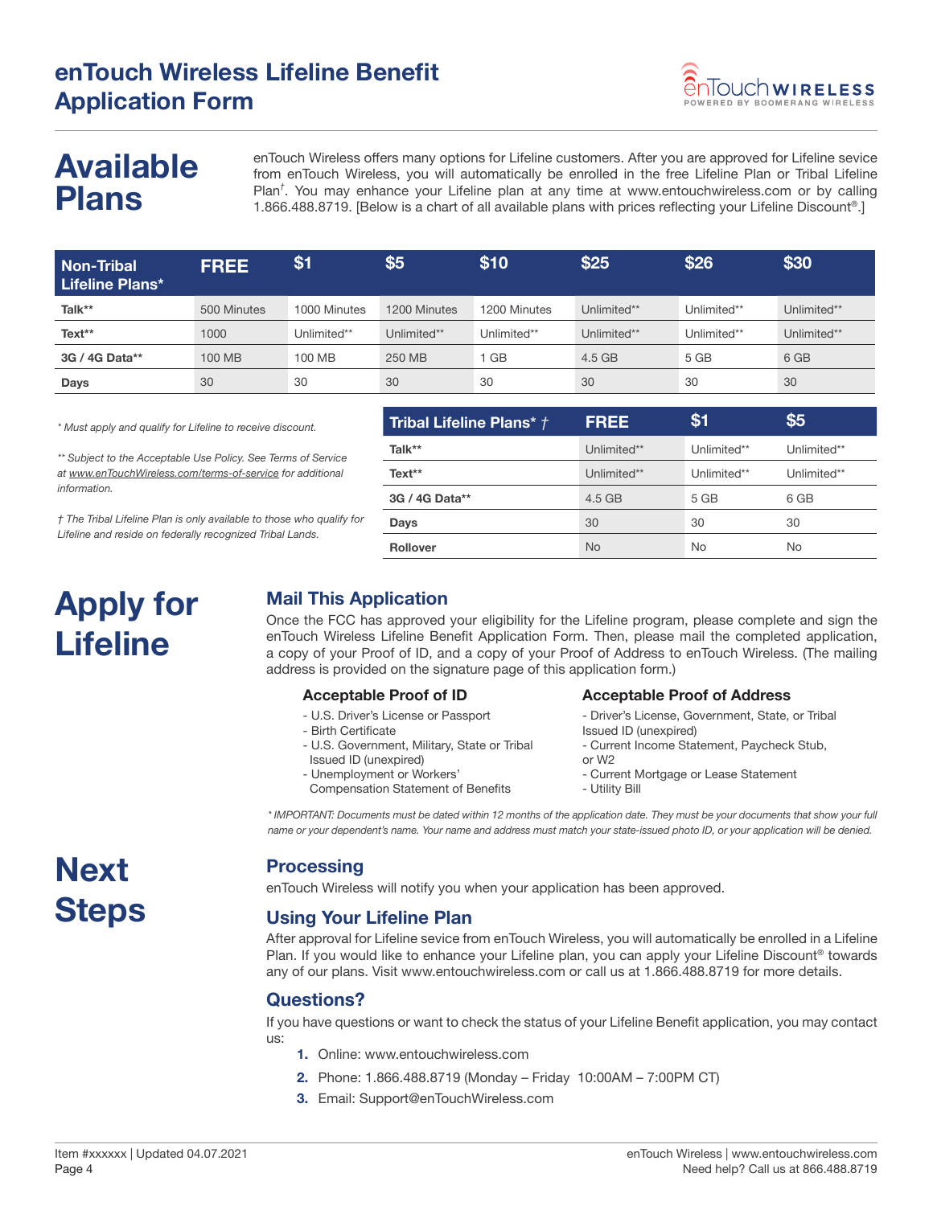# enTouch Wireless Lifeline Benefit Application Form

## Available Plans

enTouch Wireless offers many options for Lifeline customers. After you are approved for Lifeline sevice from enTouch Wireless, you will automatically be enrolled in the free Lifeline Plan or Tribal Lifeline Plan†. You may enhance your Lifeline plan at any time at www.entouchwireless.com or by calling 1.866.488.8719. [Below is a chart of all available plans with prices reflecting your Lifeline Discount®.]

| Non-Tribal Lifeline Plans* | FREE | $1 | $5 | $10 | $25 | $26 | $30 |
|---|---|---|---|---|---|---|---|
| Talk** | 500 Minutes | 1000 Minutes | 1200 Minutes | 1200 Minutes | Unlimited** | Unlimited** | Unlimited** |
| Text** | 1000 | Unlimited** | Unlimited** | Unlimited** | Unlimited** | Unlimited** | Unlimited** |
| 3G / 4G Data** | 100 MB | 100 MB | 250 MB | 1 GB | 4.5 GB | 5 GB | 6 GB |
| Days | 30 | 30 | 30 | 30 | 30 | 30 | 30 |

*\* Must apply and qualify for Lifeline to receive discount.*

*\*\* Subject to the Acceptable Use Policy. See Terms of Service at www.enTouchWireless.com/terms-of-service for additional information.*

*† The Tribal Lifeline Plan is only available to those who qualify for Lifeline and reside on federally recognized Tribal Lands.*

| Tribal Lifeline Plans* † | FREE | $1 | $5 |
|---|---|---|---|
| Talk** | Unlimited** | Unlimited** | Unlimited** |
| Text** | Unlimited** | Unlimited** | Unlimited** |
| 3G / 4G Data** | 4.5 GB | 5 GB | 6 GB |
| Days | 30 | 30 | 30 |
| Rollover | No | No | No |

## Apply for Lifeline

### Mail This Application

Once the FCC has approved your eligibility for the Lifeline program, please complete and sign the enTouch Wireless Lifeline Benefit Application Form. Then, please mail the completed application, a copy of your Proof of ID, and a copy of your Proof of Address to enTouch Wireless. (The mailing address is provided on the signature page of this application form.)

#### Acceptable Proof of ID

- U.S. Driver's License or Passport
- Birth Certificate
- U.S. Government, Military, State or Tribal Issued ID (unexpired)
- Unemployment or Workers' Compensation Statement of Benefits

#### Acceptable Proof of Address

- Driver's License, Government, State, or Tribal Issued ID (unexpired)
- Current Income Statement, Paycheck Stub, or W2
- Current Mortgage or Lease Statement
- Utility Bill

*\* IMPORTANT: Documents must be dated within 12 months of the application date. They must be your documents that show your full name or your dependent's name. Your name and address must match your state-issued photo ID, or your application will be denied.*

## Next Steps

### Processing

enTouch Wireless will notify you when your application has been approved.

### Using Your Lifeline Plan

After approval for Lifeline sevice from enTouch Wireless, you will automatically be enrolled in a Lifeline Plan. If you would like to enhance your Lifeline plan, you can apply your Lifeline Discount® towards any of our plans. Visit www.entouchwireless.com or call us at 1.866.488.8719 for more details.

### Questions?

If you have questions or want to check the status of your Lifeline Benefit application, you may contact us:

1. Online: www.entouchwireless.com
2. Phone: 1.866.488.8719 (Monday – Friday 10:00AM – 7:00PM CT)
3. Email: Support@enTouchWireless.com